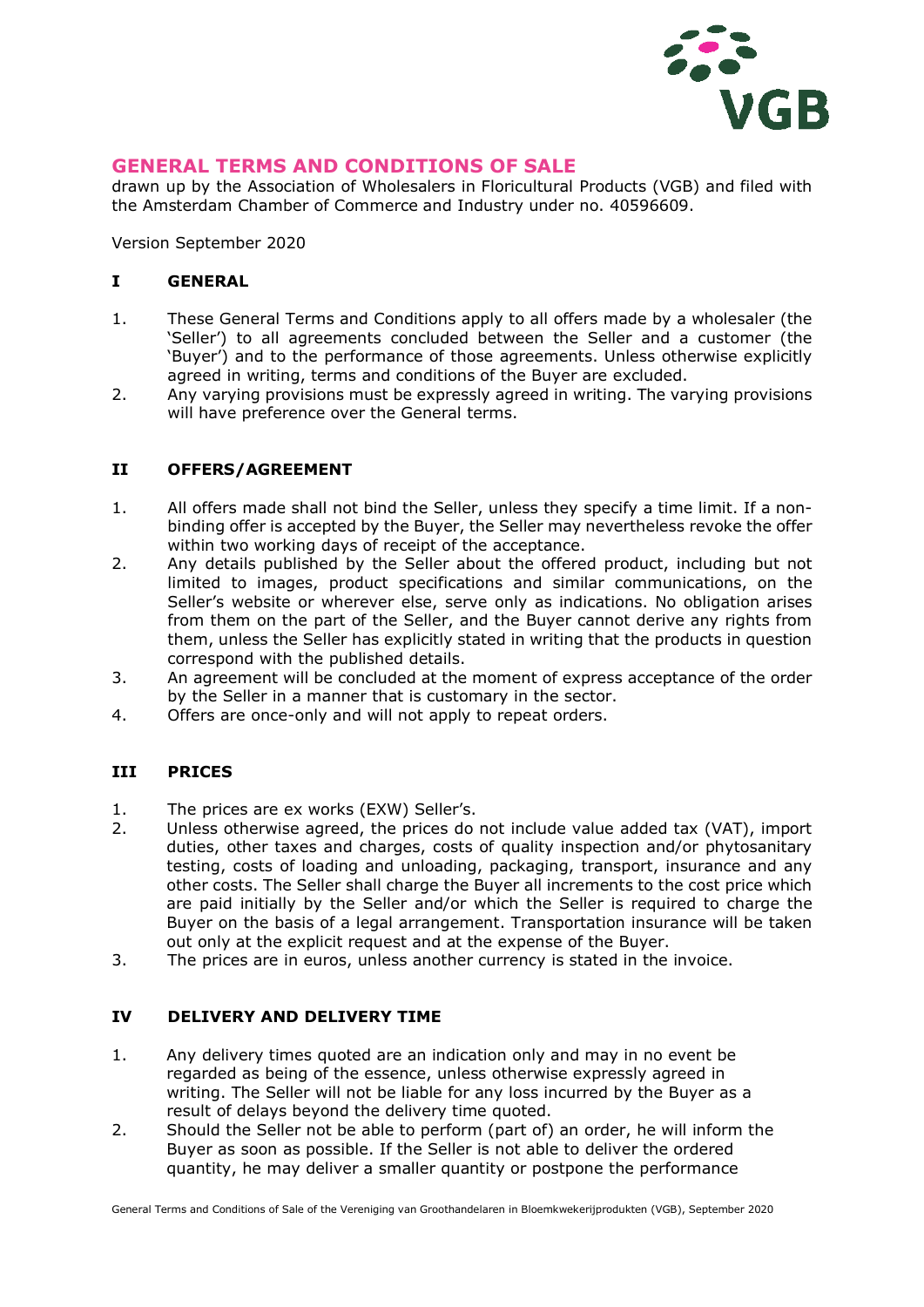# GENERAL TERMS AND CONDITIONS OF SALE

drawn up by the Association of Wholesalers in Floricultural Products (VGB) and filed with the Amsterdam Chamber of Commerce and Industry under no. 40596609.

Version September 2020

## I GENERAL

1. These General Terms and Conditions apply to all offers made by a wholesaler (the 'Seller') to all agreements concluded between the Seller and a customer (the 'Buyer') and to the performance of those agreements. Unless otherwise explicitly agreed in writing, terms and conditions of the Buyer are excluded.
2. Any varying provisions must be expressly agreed in writing. The varying provisions will have preference over the General terms.

## II OFFERS/AGREEMENT

1. All offers made shall not bind the Seller, unless they specify a time limit. If a non-binding offer is accepted by the Buyer, the Seller may nevertheless revoke the offer within two working days of receipt of the acceptance.
2. Any details published by the Seller about the offered product, including but not limited to images, product specifications and similar communications, on the Seller's website or wherever else, serve only as indications. No obligation arises from them on the part of the Seller, and the Buyer cannot derive any rights from them, unless the Seller has explicitly stated in writing that the products in question correspond with the published details.
3. An agreement will be concluded at the moment of express acceptance of the order by the Seller in a manner that is customary in the sector.
4. Offers are once-only and will not apply to repeat orders.

## III PRICES

1. The prices are ex works (EXW) Seller's.
2. Unless otherwise agreed, the prices do not include value added tax (VAT), import duties, other taxes and charges, costs of quality inspection and/or phytosanitary testing, costs of loading and unloading, packaging, transport, insurance and any other costs. The Seller shall charge the Buyer all increments to the cost price which are paid initially by the Seller and/or which the Seller is required to charge the Buyer on the basis of a legal arrangement. Transportation insurance will be taken out only at the explicit request and at the expense of the Buyer.
3. The prices are in euros, unless another currency is stated in the invoice.

## IV DELIVERY AND DELIVERY TIME

1. Any delivery times quoted are an indication only and may in no event be regarded as being of the essence, unless otherwise expressly agreed in writing. The Seller will not be liable for any loss incurred by the Buyer as a result of delays beyond the delivery time quoted.
2. Should the Seller not be able to perform (part of) an order, he will inform the Buyer as soon as possible. If the Seller is not able to deliver the ordered quantity, he may deliver a smaller quantity or postpone the performance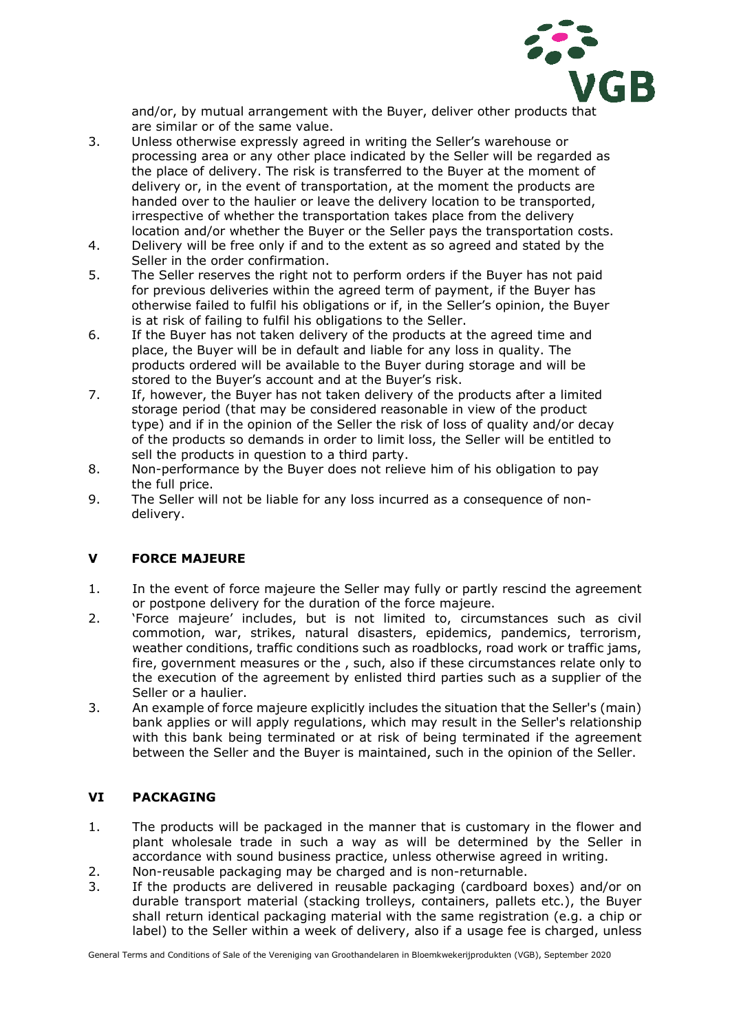and/or, by mutual arrangement with the Buyer, deliver other products that are similar or of the same value.

3. Unless otherwise expressly agreed in writing the Seller's warehouse or processing area or any other place indicated by the Seller will be regarded as the place of delivery. The risk is transferred to the Buyer at the moment of delivery or, in the event of transportation, at the moment the products are handed over to the haulier or leave the delivery location to be transported, irrespective of whether the transportation takes place from the delivery location and/or whether the Buyer or the Seller pays the transportation costs.
4. Delivery will be free only if and to the extent as so agreed and stated by the Seller in the order confirmation.
5. The Seller reserves the right not to perform orders if the Buyer has not paid for previous deliveries within the agreed term of payment, if the Buyer has otherwise failed to fulfil his obligations or if, in the Seller's opinion, the Buyer is at risk of failing to fulfil his obligations to the Seller.
6. If the Buyer has not taken delivery of the products at the agreed time and place, the Buyer will be in default and liable for any loss in quality. The products ordered will be available to the Buyer during storage and will be stored to the Buyer's account and at the Buyer's risk.
7. If, however, the Buyer has not taken delivery of the products after a limited storage period (that may be considered reasonable in view of the product type) and if in the opinion of the Seller the risk of loss of quality and/or decay of the products so demands in order to limit loss, the Seller will be entitled to sell the products in question to a third party.
8. Non-performance by the Buyer does not relieve him of his obligation to pay the full price.
9. The Seller will not be liable for any loss incurred as a consequence of non-delivery.

## V FORCE MAJEURE

1. In the event of force majeure the Seller may fully or partly rescind the agreement or postpone delivery for the duration of the force majeure.
2. 'Force majeure' includes, but is not limited to, circumstances such as civil commotion, war, strikes, natural disasters, epidemics, pandemics, terrorism, weather conditions, traffic conditions such as roadblocks, road work or traffic jams, fire, government measures or the , such, also if these circumstances relate only to the execution of the agreement by enlisted third parties such as a supplier of the Seller or a haulier.
3. An example of force majeure explicitly includes the situation that the Seller's (main) bank applies or will apply regulations, which may result in the Seller's relationship with this bank being terminated or at risk of being terminated if the agreement between the Seller and the Buyer is maintained, such in the opinion of the Seller.

## VI PACKAGING

1. The products will be packaged in the manner that is customary in the flower and plant wholesale trade in such a way as will be determined by the Seller in accordance with sound business practice, unless otherwise agreed in writing.
2. Non-reusable packaging may be charged and is non-returnable.
3. If the products are delivered in reusable packaging (cardboard boxes) and/or on durable transport material (stacking trolleys, containers, pallets etc.), the Buyer shall return identical packaging material with the same registration (e.g. a chip or label) to the Seller within a week of delivery, also if a usage fee is charged, unless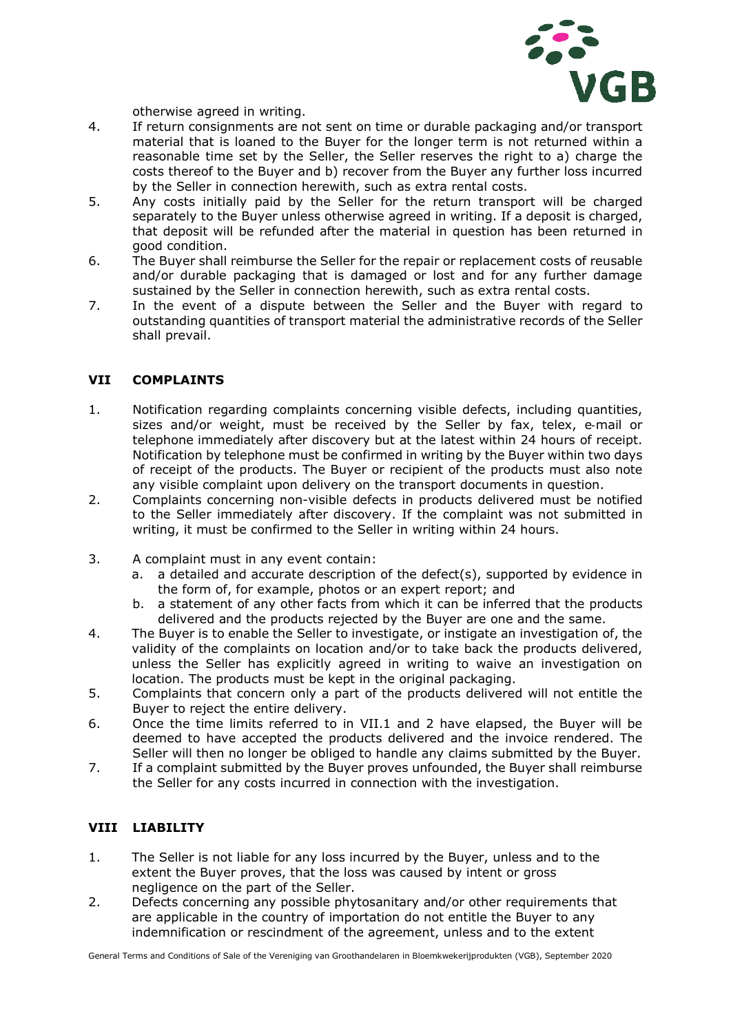otherwise agreed in writing.

4. If return consignments are not sent on time or durable packaging and/or transport material that is loaned to the Buyer for the longer term is not returned within a reasonable time set by the Seller, the Seller reserves the right to a) charge the costs thereof to the Buyer and b) recover from the Buyer any further loss incurred by the Seller in connection herewith, such as extra rental costs.
5. Any costs initially paid by the Seller for the return transport will be charged separately to the Buyer unless otherwise agreed in writing. If a deposit is charged, that deposit will be refunded after the material in question has been returned in good condition.
6. The Buyer shall reimburse the Seller for the repair or replacement costs of reusable and/or durable packaging that is damaged or lost and for any further damage sustained by the Seller in connection herewith, such as extra rental costs.
7. In the event of a dispute between the Seller and the Buyer with regard to outstanding quantities of transport material the administrative records of the Seller shall prevail.

## VII COMPLAINTS

1. Notification regarding complaints concerning visible defects, including quantities, sizes and/or weight, must be received by the Seller by fax, telex, e-mail or telephone immediately after discovery but at the latest within 24 hours of receipt. Notification by telephone must be confirmed in writing by the Buyer within two days of receipt of the products. The Buyer or recipient of the products must also note any visible complaint upon delivery on the transport documents in question.
2. Complaints concerning non-visible defects in products delivered must be notified to the Seller immediately after discovery. If the complaint was not submitted in writing, it must be confirmed to the Seller in writing within 24 hours.
3. A complaint must in any event contain:
   a. a detailed and accurate description of the defect(s), supported by evidence in the form of, for example, photos or an expert report; and
   b. a statement of any other facts from which it can be inferred that the products delivered and the products rejected by the Buyer are one and the same.
4. The Buyer is to enable the Seller to investigate, or instigate an investigation of, the validity of the complaints on location and/or to take back the products delivered, unless the Seller has explicitly agreed in writing to waive an investigation on location. The products must be kept in the original packaging.
5. Complaints that concern only a part of the products delivered will not entitle the Buyer to reject the entire delivery.
6. Once the time limits referred to in VII.1 and 2 have elapsed, the Buyer will be deemed to have accepted the products delivered and the invoice rendered. The Seller will then no longer be obliged to handle any claims submitted by the Buyer.
7. If a complaint submitted by the Buyer proves unfounded, the Buyer shall reimburse the Seller for any costs incurred in connection with the investigation.

## VIII LIABILITY

1. The Seller is not liable for any loss incurred by the Buyer, unless and to the extent the Buyer proves, that the loss was caused by intent or gross negligence on the part of the Seller.
2. Defects concerning any possible phytosanitary and/or other requirements that are applicable in the country of importation do not entitle the Buyer to any indemnification or rescindment of the agreement, unless and to the extent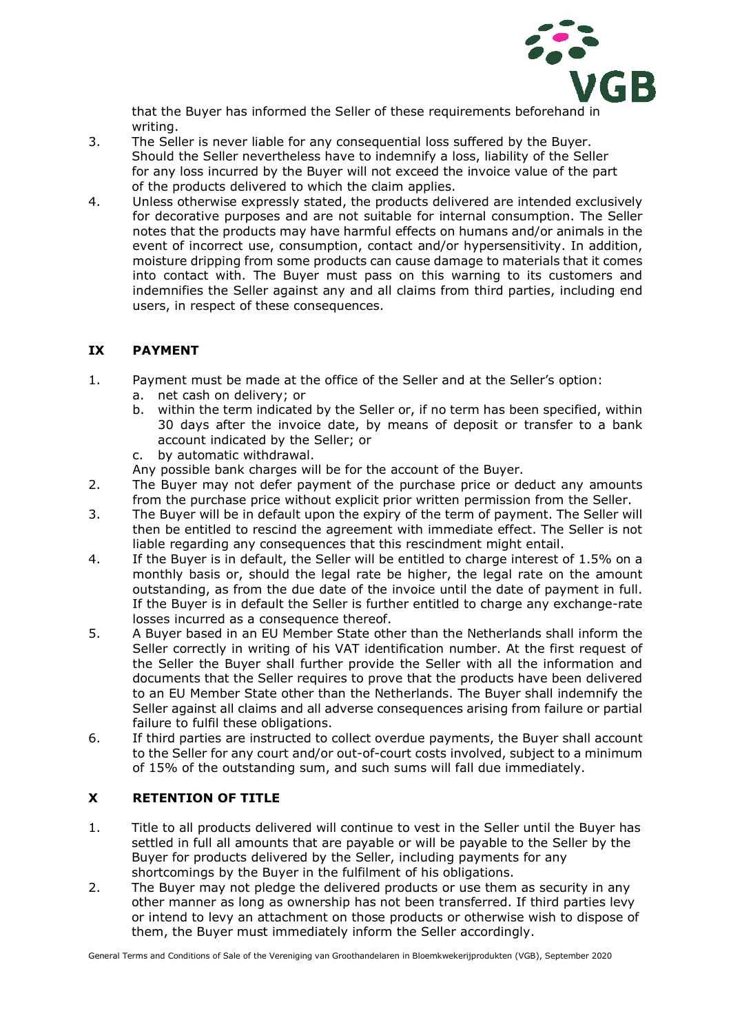that the Buyer has informed the Seller of these requirements beforehand in writing.

3. The Seller is never liable for any consequential loss suffered by the Buyer. Should the Seller nevertheless have to indemnify a loss, liability of the Seller for any loss incurred by the Buyer will not exceed the invoice value of the part of the products delivered to which the claim applies.
4. Unless otherwise expressly stated, the products delivered are intended exclusively for decorative purposes and are not suitable for internal consumption. The Seller notes that the products may have harmful effects on humans and/or animals in the event of incorrect use, consumption, contact and/or hypersensitivity. In addition, moisture dripping from some products can cause damage to materials that it comes into contact with. The Buyer must pass on this warning to its customers and indemnifies the Seller against any and all claims from third parties, including end users, in respect of these consequences.

## IX PAYMENT

1. Payment must be made at the office of the Seller and at the Seller's option:
   a. net cash on delivery; or
   b. within the term indicated by the Seller or, if no term has been specified, within 30 days after the invoice date, by means of deposit or transfer to a bank account indicated by the Seller; or
   c. by automatic withdrawal.

   Any possible bank charges will be for the account of the Buyer.
2. The Buyer may not defer payment of the purchase price or deduct any amounts from the purchase price without explicit prior written permission from the Seller.
3. The Buyer will be in default upon the expiry of the term of payment. The Seller will then be entitled to rescind the agreement with immediate effect. The Seller is not liable regarding any consequences that this rescindment might entail.
4. If the Buyer is in default, the Seller will be entitled to charge interest of 1.5% on a monthly basis or, should the legal rate be higher, the legal rate on the amount outstanding, as from the due date of the invoice until the date of payment in full. If the Buyer is in default the Seller is further entitled to charge any exchange-rate losses incurred as a consequence thereof.
5. A Buyer based in an EU Member State other than the Netherlands shall inform the Seller correctly in writing of his VAT identification number. At the first request of the Seller the Buyer shall further provide the Seller with all the information and documents that the Seller requires to prove that the products have been delivered to an EU Member State other than the Netherlands. The Buyer shall indemnify the Seller against all claims and all adverse consequences arising from failure or partial failure to fulfil these obligations.
6. If third parties are instructed to collect overdue payments, the Buyer shall account to the Seller for any court and/or out-of-court costs involved, subject to a minimum of 15% of the outstanding sum, and such sums will fall due immediately.

## X RETENTION OF TITLE

1. Title to all products delivered will continue to vest in the Seller until the Buyer has settled in full all amounts that are payable or will be payable to the Seller by the Buyer for products delivered by the Seller, including payments for any shortcomings by the Buyer in the fulfilment of his obligations.
2. The Buyer may not pledge the delivered products or use them as security in any other manner as long as ownership has not been transferred. If third parties levy or intend to levy an attachment on those products or otherwise wish to dispose of them, the Buyer must immediately inform the Seller accordingly.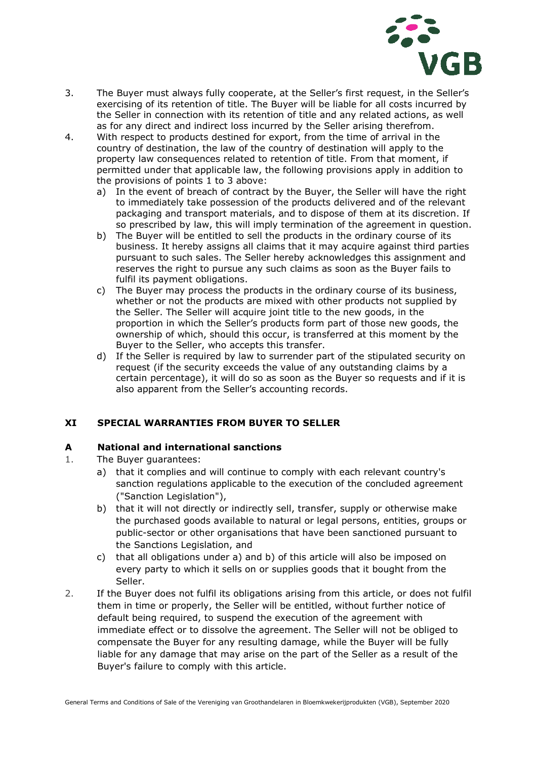3. The Buyer must always fully cooperate, at the Seller's first request, in the Seller's exercising of its retention of title. The Buyer will be liable for all costs incurred by the Seller in connection with its retention of title and any related actions, as well as for any direct and indirect loss incurred by the Seller arising therefrom.
4. With respect to products destined for export, from the time of arrival in the country of destination, the law of the country of destination will apply to the property law consequences related to retention of title. From that moment, if permitted under that applicable law, the following provisions apply in addition to the provisions of points 1 to 3 above:
   a) In the event of breach of contract by the Buyer, the Seller will have the right to immediately take possession of the products delivered and of the relevant packaging and transport materials, and to dispose of them at its discretion. If so prescribed by law, this will imply termination of the agreement in question.
   b) The Buyer will be entitled to sell the products in the ordinary course of its business. It hereby assigns all claims that it may acquire against third parties pursuant to such sales. The Seller hereby acknowledges this assignment and reserves the right to pursue any such claims as soon as the Buyer fails to fulfil its payment obligations.
   c) The Buyer may process the products in the ordinary course of its business, whether or not the products are mixed with other products not supplied by the Seller. The Seller will acquire joint title to the new goods, in the proportion in which the Seller's products form part of those new goods, the ownership of which, should this occur, is transferred at this moment by the Buyer to the Seller, who accepts this transfer.
   d) If the Seller is required by law to surrender part of the stipulated security on request (if the security exceeds the value of any outstanding claims by a certain percentage), it will do so as soon as the Buyer so requests and if it is also apparent from the Seller's accounting records.

## XI SPECIAL WARRANTIES FROM BUYER TO SELLER

### A National and international sanctions

1. The Buyer guarantees:
   a) that it complies and will continue to comply with each relevant country's sanction regulations applicable to the execution of the concluded agreement ("Sanction Legislation"),
   b) that it will not directly or indirectly sell, transfer, supply or otherwise make the purchased goods available to natural or legal persons, entities, groups or public-sector or other organisations that have been sanctioned pursuant to the Sanctions Legislation, and
   c) that all obligations under a) and b) of this article will also be imposed on every party to which it sells on or supplies goods that it bought from the Seller.
2. If the Buyer does not fulfil its obligations arising from this article, or does not fulfil them in time or properly, the Seller will be entitled, without further notice of default being required, to suspend the execution of the agreement with immediate effect or to dissolve the agreement. The Seller will not be obliged to compensate the Buyer for any resulting damage, while the Buyer will be fully liable for any damage that may arise on the part of the Seller as a result of the Buyer's failure to comply with this article.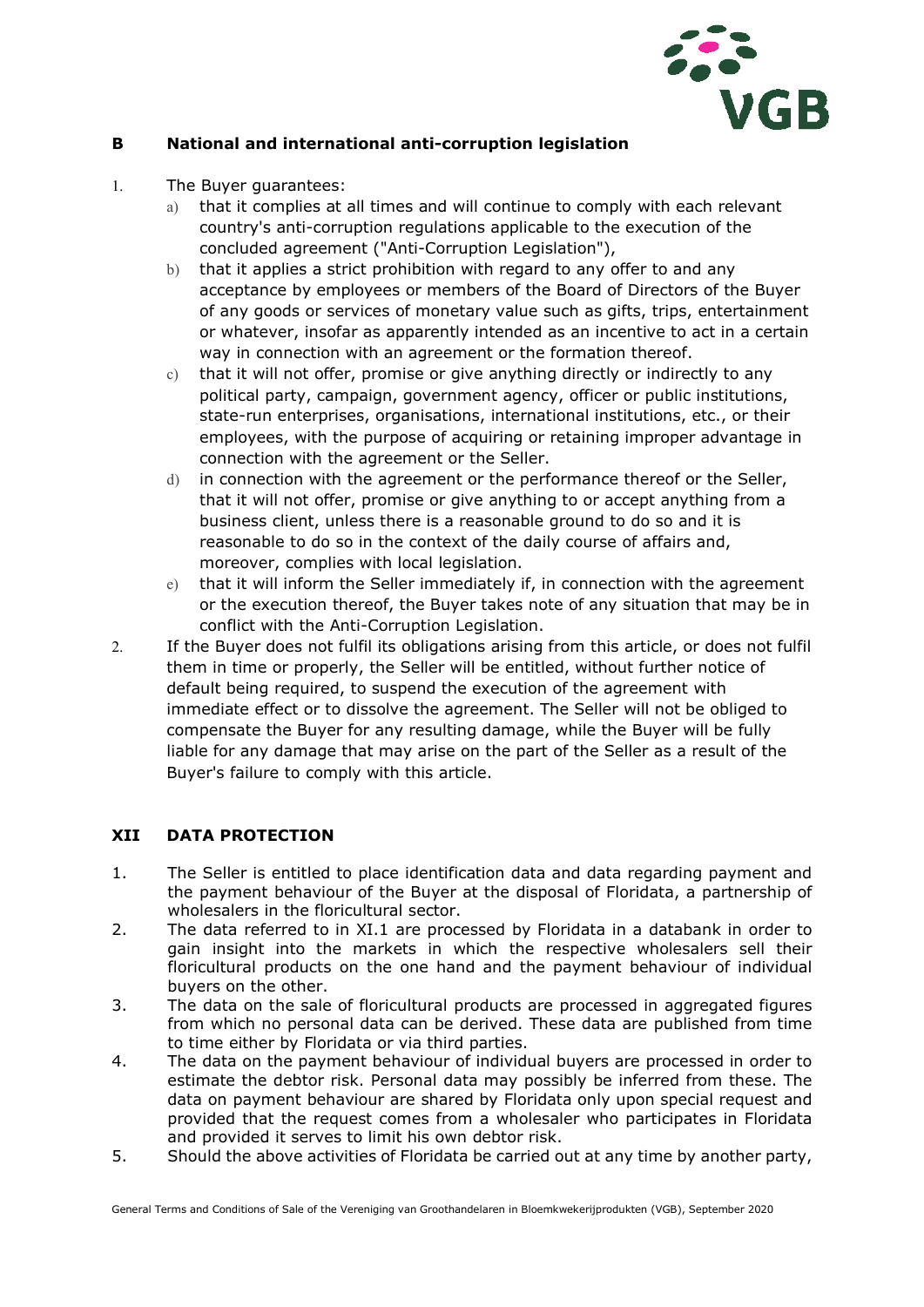## B National and international anti-corruption legislation

1. The Buyer guarantees:
   a) that it complies at all times and will continue to comply with each relevant country's anti-corruption regulations applicable to the execution of the concluded agreement ("Anti-Corruption Legislation"),
   b) that it applies a strict prohibition with regard to any offer to and any acceptance by employees or members of the Board of Directors of the Buyer of any goods or services of monetary value such as gifts, trips, entertainment or whatever, insofar as apparently intended as an incentive to act in a certain way in connection with an agreement or the formation thereof.
   c) that it will not offer, promise or give anything directly or indirectly to any political party, campaign, government agency, officer or public institutions, state-run enterprises, organisations, international institutions, etc., or their employees, with the purpose of acquiring or retaining improper advantage in connection with the agreement or the Seller.
   d) in connection with the agreement or the performance thereof or the Seller, that it will not offer, promise or give anything to or accept anything from a business client, unless there is a reasonable ground to do so and it is reasonable to do so in the context of the daily course of affairs and, moreover, complies with local legislation.
   e) that it will inform the Seller immediately if, in connection with the agreement or the execution thereof, the Buyer takes note of any situation that may be in conflict with the Anti-Corruption Legislation.
2. If the Buyer does not fulfil its obligations arising from this article, or does not fulfil them in time or properly, the Seller will be entitled, without further notice of default being required, to suspend the execution of the agreement with immediate effect or to dissolve the agreement. The Seller will not be obliged to compensate the Buyer for any resulting damage, while the Buyer will be fully liable for any damage that may arise on the part of the Seller as a result of the Buyer's failure to comply with this article.

## XII DATA PROTECTION

1. The Seller is entitled to place identification data and data regarding payment and the payment behaviour of the Buyer at the disposal of Floridata, a partnership of wholesalers in the floricultural sector.
2. The data referred to in XI.1 are processed by Floridata in a databank in order to gain insight into the markets in which the respective wholesalers sell their floricultural products on the one hand and the payment behaviour of individual buyers on the other.
3. The data on the sale of floricultural products are processed in aggregated figures from which no personal data can be derived. These data are published from time to time either by Floridata or via third parties.
4. The data on the payment behaviour of individual buyers are processed in order to estimate the debtor risk. Personal data may possibly be inferred from these. The data on payment behaviour are shared by Floridata only upon special request and provided that the request comes from a wholesaler who participates in Floridata and provided it serves to limit his own debtor risk.
5. Should the above activities of Floridata be carried out at any time by another party,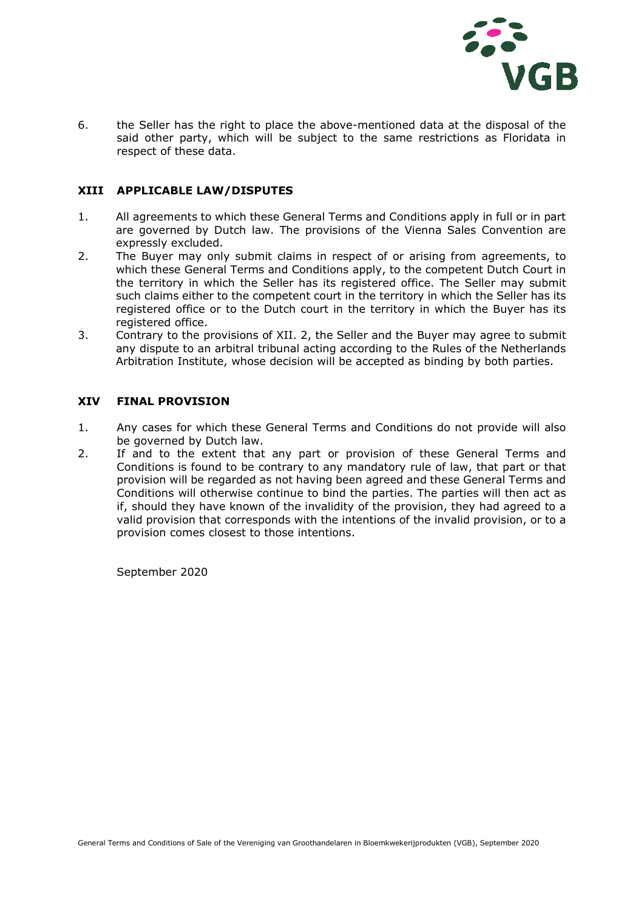6. the Seller has the right to place the above-mentioned data at the disposal of the said other party, which will be subject to the same restrictions as Floridata in respect of these data.

## XIII APPLICABLE LAW/DISPUTES

1. All agreements to which these General Terms and Conditions apply in full or in part are governed by Dutch law. The provisions of the Vienna Sales Convention are expressly excluded.
2. The Buyer may only submit claims in respect of or arising from agreements, to which these General Terms and Conditions apply, to the competent Dutch Court in the territory in which the Seller has its registered office. The Seller may submit such claims either to the competent court in the territory in which the Seller has its registered office or to the Dutch court in the territory in which the Buyer has its registered office.
3. Contrary to the provisions of XII. 2, the Seller and the Buyer may agree to submit any dispute to an arbitral tribunal acting according to the Rules of the Netherlands Arbitration Institute, whose decision will be accepted as binding by both parties.

## XIV FINAL PROVISION

1. Any cases for which these General Terms and Conditions do not provide will also be governed by Dutch law.
2. If and to the extent that any part or provision of these General Terms and Conditions is found to be contrary to any mandatory rule of law, that part or that provision will be regarded as not having been agreed and these General Terms and Conditions will otherwise continue to bind the parties. The parties will then act as if, should they have known of the invalidity of the provision, they had agreed to a valid provision that corresponds with the intentions of the invalid provision, or to a provision comes closest to those intentions.

September 2020